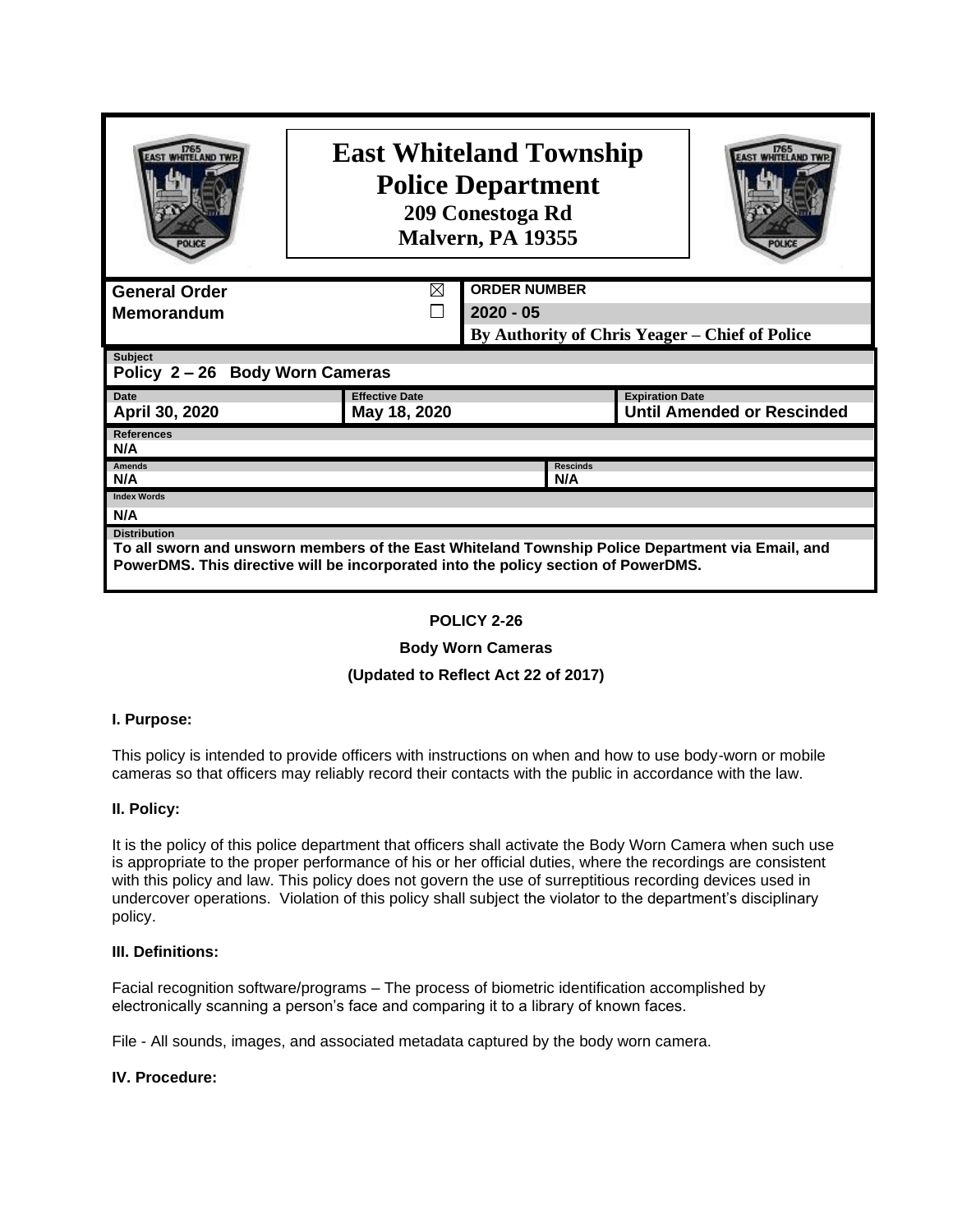# East Whiteland Township Police Department

**209 Conestoga Rd**
**Malvern, PA 19355**

| General Order | ☒ | ORDER NUMBER |
| --- | --- | --- |
| Memorandum | ☐ | 2020 - 05 |
| | | By Authority of Chris Yeager – Chief of Police |

**Subject**
**Policy 2 – 26 Body Worn Cameras**

| Date | Effective Date | Expiration Date |
| --- | --- | --- |
| April 30, 2020 | May 18, 2020 | Until Amended or Rescinded |

**References**
N/A

| Amends | Rescinds |
| --- | --- |
| N/A | N/A |

**Index Words**
N/A

**Distribution**
**To all sworn and unsworn members of the East Whiteland Township Police Department via Email, and PowerDMS. This directive will be incorporated into the policy section of PowerDMS.**

**POLICY 2-26**

**Body Worn Cameras**

**(Updated to Reflect Act 22 of 2017)**

### I. Purpose:

This policy is intended to provide officers with instructions on when and how to use body-worn or mobile cameras so that officers may reliably record their contacts with the public in accordance with the law.

### II. Policy:

It is the policy of this police department that officers shall activate the Body Worn Camera when such use is appropriate to the proper performance of his or her official duties, where the recordings are consistent with this policy and law. This policy does not govern the use of surreptitious recording devices used in undercover operations. Violation of this policy shall subject the violator to the department's disciplinary policy.

### III. Definitions:

Facial recognition software/programs – The process of biometric identification accomplished by electronically scanning a person's face and comparing it to a library of known faces.

File - All sounds, images, and associated metadata captured by the body worn camera.

### IV. Procedure: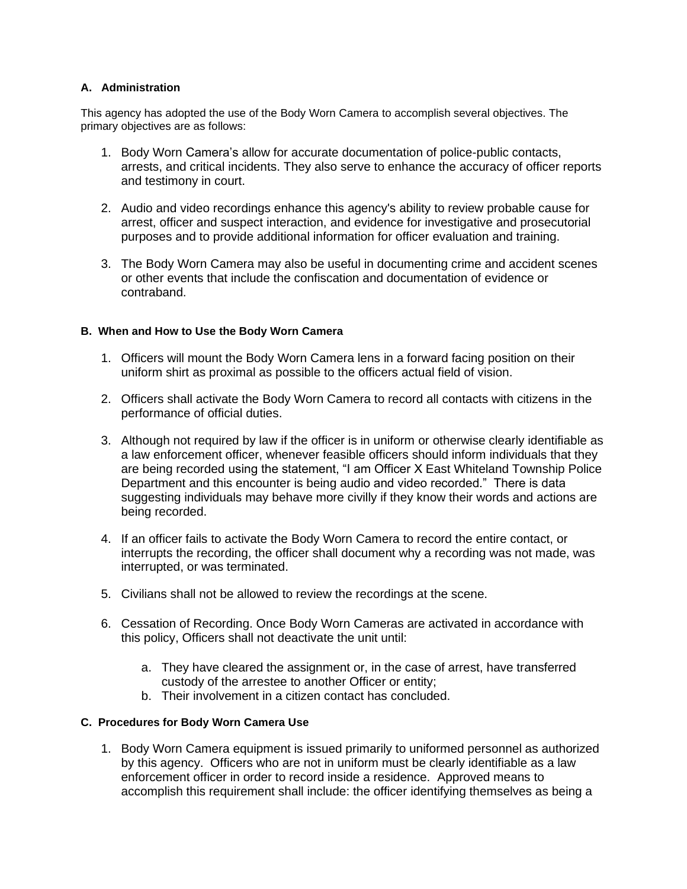### A. Administration

This agency has adopted the use of the Body Worn Camera to accomplish several objectives. The primary objectives are as follows:

1. Body Worn Camera's allow for accurate documentation of police-public contacts, arrests, and critical incidents. They also serve to enhance the accuracy of officer reports and testimony in court.

2. Audio and video recordings enhance this agency's ability to review probable cause for arrest, officer and suspect interaction, and evidence for investigative and prosecutorial purposes and to provide additional information for officer evaluation and training.

3. The Body Worn Camera may also be useful in documenting crime and accident scenes or other events that include the confiscation and documentation of evidence or contraband.

### B. When and How to Use the Body Worn Camera

1. Officers will mount the Body Worn Camera lens in a forward facing position on their uniform shirt as proximal as possible to the officers actual field of vision.

2. Officers shall activate the Body Worn Camera to record all contacts with citizens in the performance of official duties.

3. Although not required by law if the officer is in uniform or otherwise clearly identifiable as a law enforcement officer, whenever feasible officers should inform individuals that they are being recorded using the statement, "I am Officer X East Whiteland Township Police Department and this encounter is being audio and video recorded." There is data suggesting individuals may behave more civilly if they know their words and actions are being recorded.

4. If an officer fails to activate the Body Worn Camera to record the entire contact, or interrupts the recording, the officer shall document why a recording was not made, was interrupted, or was terminated.

5. Civilians shall not be allowed to review the recordings at the scene.

6. Cessation of Recording. Once Body Worn Cameras are activated in accordance with this policy, Officers shall not deactivate the unit until:

   a. They have cleared the assignment or, in the case of arrest, have transferred custody of the arrestee to another Officer or entity;
   b. Their involvement in a citizen contact has concluded.

### C. Procedures for Body Worn Camera Use

1. Body Worn Camera equipment is issued primarily to uniformed personnel as authorized by this agency. Officers who are not in uniform must be clearly identifiable as a law enforcement officer in order to record inside a residence. Approved means to accomplish this requirement shall include: the officer identifying themselves as being a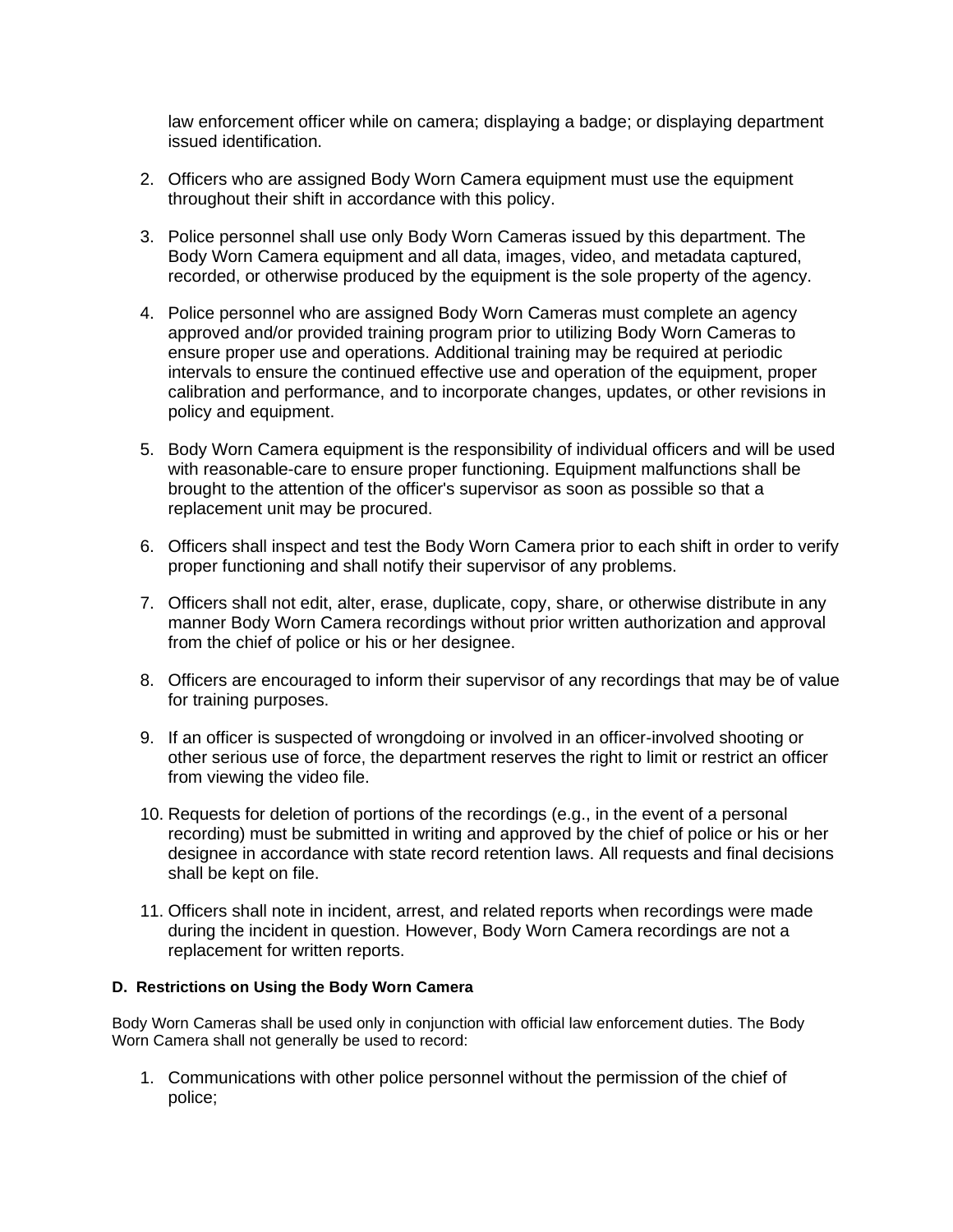law enforcement officer while on camera; displaying a badge; or displaying department issued identification.

2. Officers who are assigned Body Worn Camera equipment must use the equipment throughout their shift in accordance with this policy.

3. Police personnel shall use only Body Worn Cameras issued by this department. The Body Worn Camera equipment and all data, images, video, and metadata captured, recorded, or otherwise produced by the equipment is the sole property of the agency.

4. Police personnel who are assigned Body Worn Cameras must complete an agency approved and/or provided training program prior to utilizing Body Worn Cameras to ensure proper use and operations. Additional training may be required at periodic intervals to ensure the continued effective use and operation of the equipment, proper calibration and performance, and to incorporate changes, updates, or other revisions in policy and equipment.

5. Body Worn Camera equipment is the responsibility of individual officers and will be used with reasonable-care to ensure proper functioning. Equipment malfunctions shall be brought to the attention of the officer's supervisor as soon as possible so that a replacement unit may be procured.

6. Officers shall inspect and test the Body Worn Camera prior to each shift in order to verify proper functioning and shall notify their supervisor of any problems.

7. Officers shall not edit, alter, erase, duplicate, copy, share, or otherwise distribute in any manner Body Worn Camera recordings without prior written authorization and approval from the chief of police or his or her designee.

8. Officers are encouraged to inform their supervisor of any recordings that may be of value for training purposes.

9. If an officer is suspected of wrongdoing or involved in an officer-involved shooting or other serious use of force, the department reserves the right to limit or restrict an officer from viewing the video file.

10. Requests for deletion of portions of the recordings (e.g., in the event of a personal recording) must be submitted in writing and approved by the chief of police or his or her designee in accordance with state record retention laws. All requests and final decisions shall be kept on file.

11. Officers shall note in incident, arrest, and related reports when recordings were made during the incident in question. However, Body Worn Camera recordings are not a replacement for written reports.

**D. Restrictions on Using the Body Worn Camera**

Body Worn Cameras shall be used only in conjunction with official law enforcement duties. The Body Worn Camera shall not generally be used to record:

1. Communications with other police personnel without the permission of the chief of police;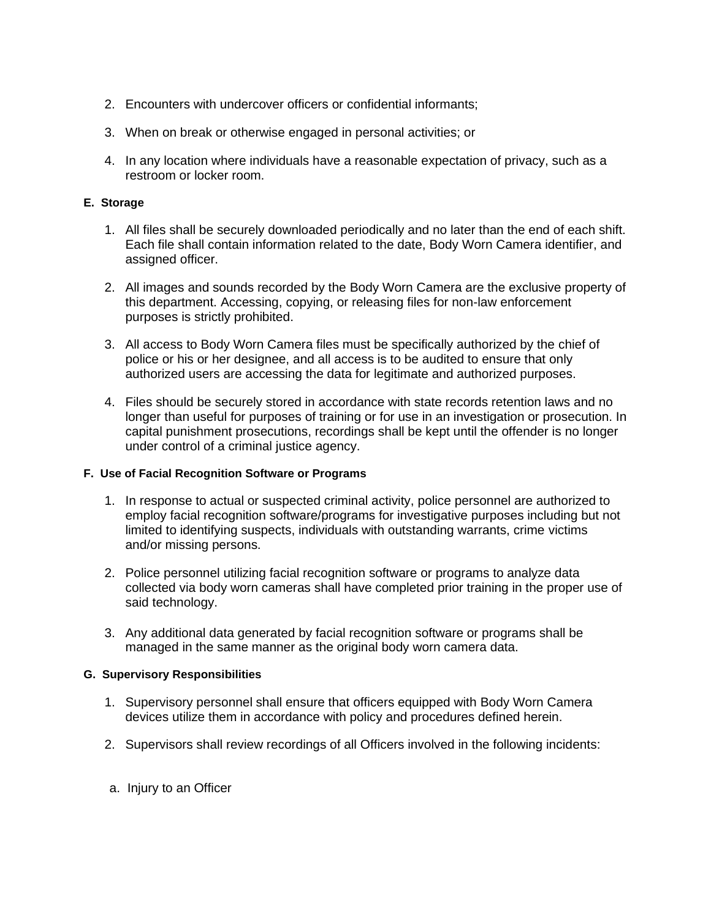2. Encounters with undercover officers or confidential informants;

3. When on break or otherwise engaged in personal activities; or

4. In any location where individuals have a reasonable expectation of privacy, such as a restroom or locker room.

#### E. Storage

1. All files shall be securely downloaded periodically and no later than the end of each shift. Each file shall contain information related to the date, Body Worn Camera identifier, and assigned officer.

2. All images and sounds recorded by the Body Worn Camera are the exclusive property of this department. Accessing, copying, or releasing files for non-law enforcement purposes is strictly prohibited.

3. All access to Body Worn Camera files must be specifically authorized by the chief of police or his or her designee, and all access is to be audited to ensure that only authorized users are accessing the data for legitimate and authorized purposes.

4. Files should be securely stored in accordance with state records retention laws and no longer than useful for purposes of training or for use in an investigation or prosecution. In capital punishment prosecutions, recordings shall be kept until the offender is no longer under control of a criminal justice agency.

#### F. Use of Facial Recognition Software or Programs

1. In response to actual or suspected criminal activity, police personnel are authorized to employ facial recognition software/programs for investigative purposes including but not limited to identifying suspects, individuals with outstanding warrants, crime victims and/or missing persons.

2. Police personnel utilizing facial recognition software or programs to analyze data collected via body worn cameras shall have completed prior training in the proper use of said technology.

3. Any additional data generated by facial recognition software or programs shall be managed in the same manner as the original body worn camera data.

#### G. Supervisory Responsibilities

1. Supervisory personnel shall ensure that officers equipped with Body Worn Camera devices utilize them in accordance with policy and procedures defined herein.

2. Supervisors shall review recordings of all Officers involved in the following incidents:

   a. Injury to an Officer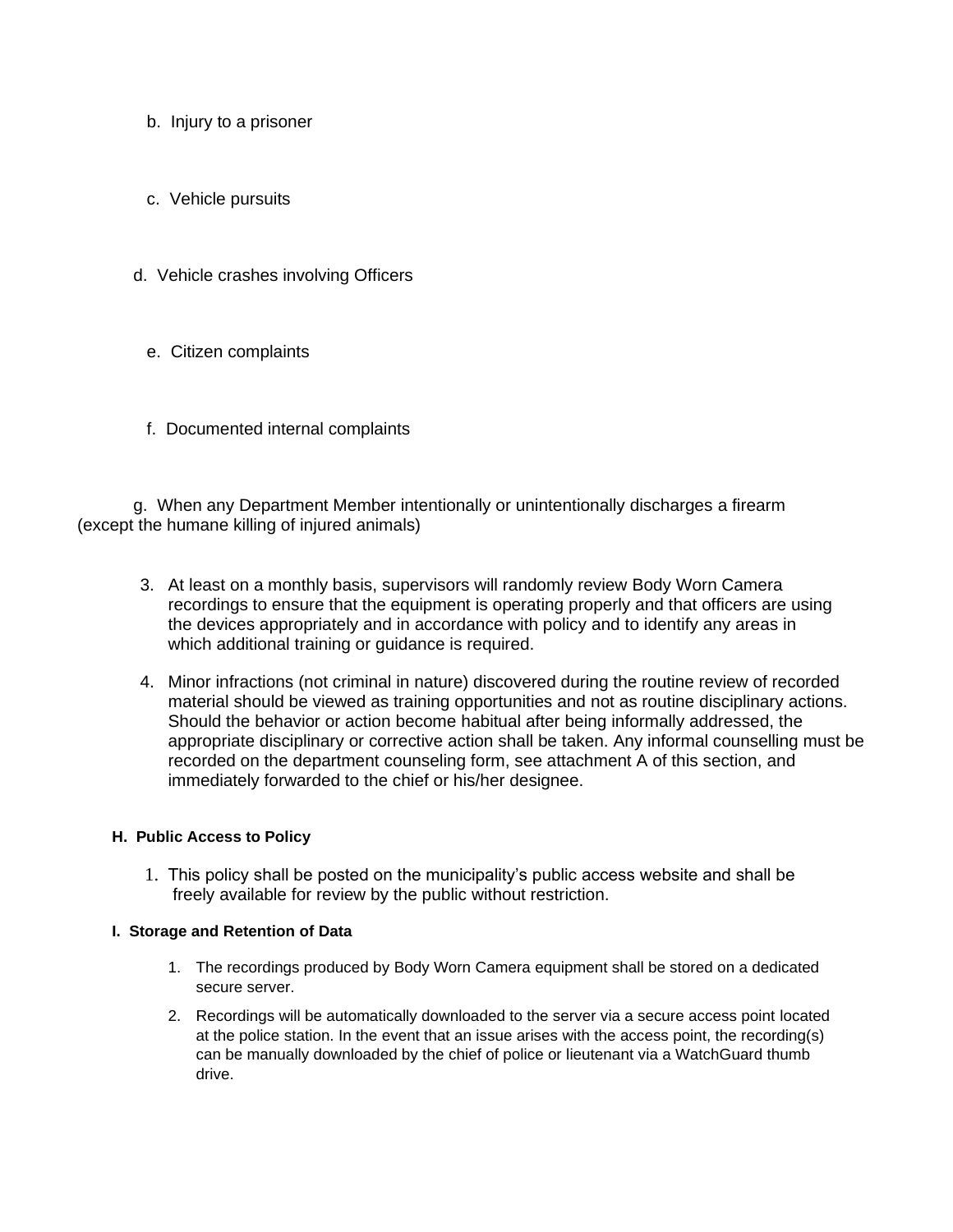b. Injury to a prisoner

c. Vehicle pursuits

d. Vehicle crashes involving Officers

e. Citizen complaints

f. Documented internal complaints

g. When any Department Member intentionally or unintentionally discharges a firearm (except the humane killing of injured animals)

3. At least on a monthly basis, supervisors will randomly review Body Worn Camera recordings to ensure that the equipment is operating properly and that officers are using the devices appropriately and in accordance with policy and to identify any areas in which additional training or guidance is required.

4. Minor infractions (not criminal in nature) discovered during the routine review of recorded material should be viewed as training opportunities and not as routine disciplinary actions. Should the behavior or action become habitual after being informally addressed, the appropriate disciplinary or corrective action shall be taken. Any informal counselling must be recorded on the department counseling form, see attachment A of this section, and immediately forwarded to the chief or his/her designee.

**H. Public Access to Policy**

1. This policy shall be posted on the municipality's public access website and shall be freely available for review by the public without restriction.

**I. Storage and Retention of Data**

1. The recordings produced by Body Worn Camera equipment shall be stored on a dedicated secure server.
2. Recordings will be automatically downloaded to the server via a secure access point located at the police station. In the event that an issue arises with the access point, the recording(s) can be manually downloaded by the chief of police or lieutenant via a WatchGuard thumb drive.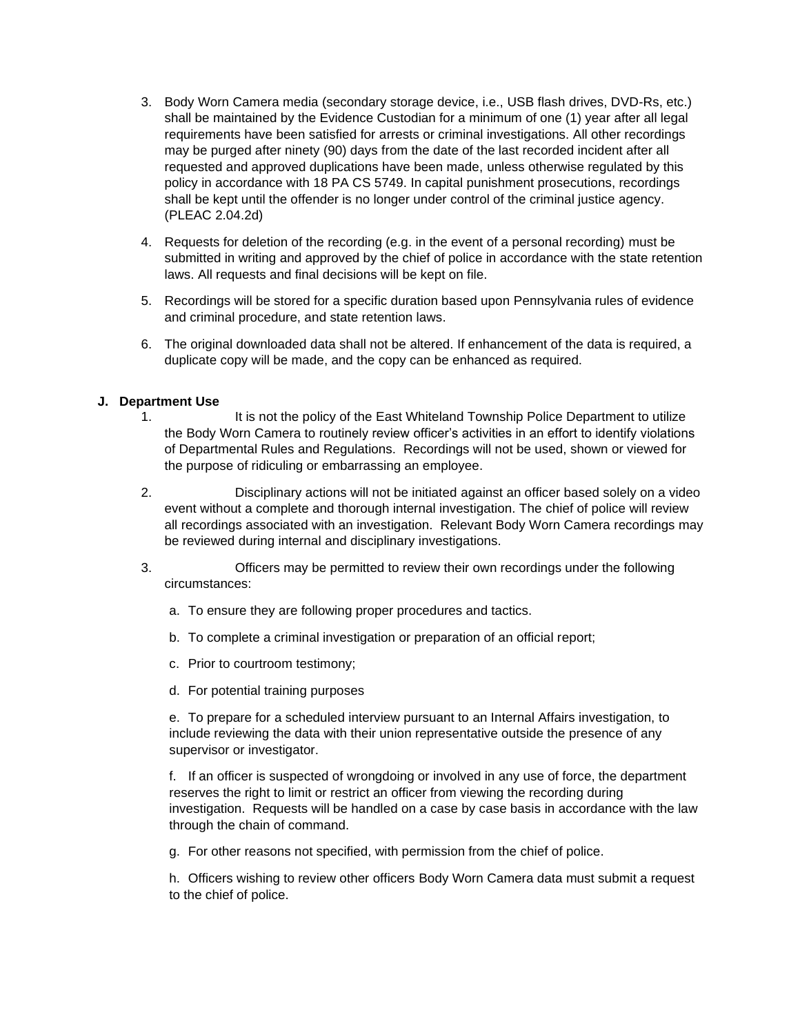3. Body Worn Camera media (secondary storage device, i.e., USB flash drives, DVD-Rs, etc.) shall be maintained by the Evidence Custodian for a minimum of one (1) year after all legal requirements have been satisfied for arrests or criminal investigations. All other recordings may be purged after ninety (90) days from the date of the last recorded incident after all requested and approved duplications have been made, unless otherwise regulated by this policy in accordance with 18 PA CS 5749. In capital punishment prosecutions, recordings shall be kept until the offender is no longer under control of the criminal justice agency. (PLEAC 2.04.2d)

4. Requests for deletion of the recording (e.g. in the event of a personal recording) must be submitted in writing and approved by the chief of police in accordance with the state retention laws. All requests and final decisions will be kept on file.

5. Recordings will be stored for a specific duration based upon Pennsylvania rules of evidence and criminal procedure, and state retention laws.

6. The original downloaded data shall not be altered. If enhancement of the data is required, a duplicate copy will be made, and the copy can be enhanced as required.

**J. Department Use**

1. It is not the policy of the East Whiteland Township Police Department to utilize the Body Worn Camera to routinely review officer's activities in an effort to identify violations of Departmental Rules and Regulations. Recordings will not be used, shown or viewed for the purpose of ridiculing or embarrassing an employee.

2. Disciplinary actions will not be initiated against an officer based solely on a video event without a complete and thorough internal investigation. The chief of police will review all recordings associated with an investigation. Relevant Body Worn Camera recordings may be reviewed during internal and disciplinary investigations.

3. Officers may be permitted to review their own recordings under the following circumstances:

   a. To ensure they are following proper procedures and tactics.

   b. To complete a criminal investigation or preparation of an official report;

   c. Prior to courtroom testimony;

   d. For potential training purposes

   e. To prepare for a scheduled interview pursuant to an Internal Affairs investigation, to include reviewing the data with their union representative outside the presence of any supervisor or investigator.

   f. If an officer is suspected of wrongdoing or involved in any use of force, the department reserves the right to limit or restrict an officer from viewing the recording during investigation. Requests will be handled on a case by case basis in accordance with the law through the chain of command.

   g. For other reasons not specified, with permission from the chief of police.

   h. Officers wishing to review other officers Body Worn Camera data must submit a request to the chief of police.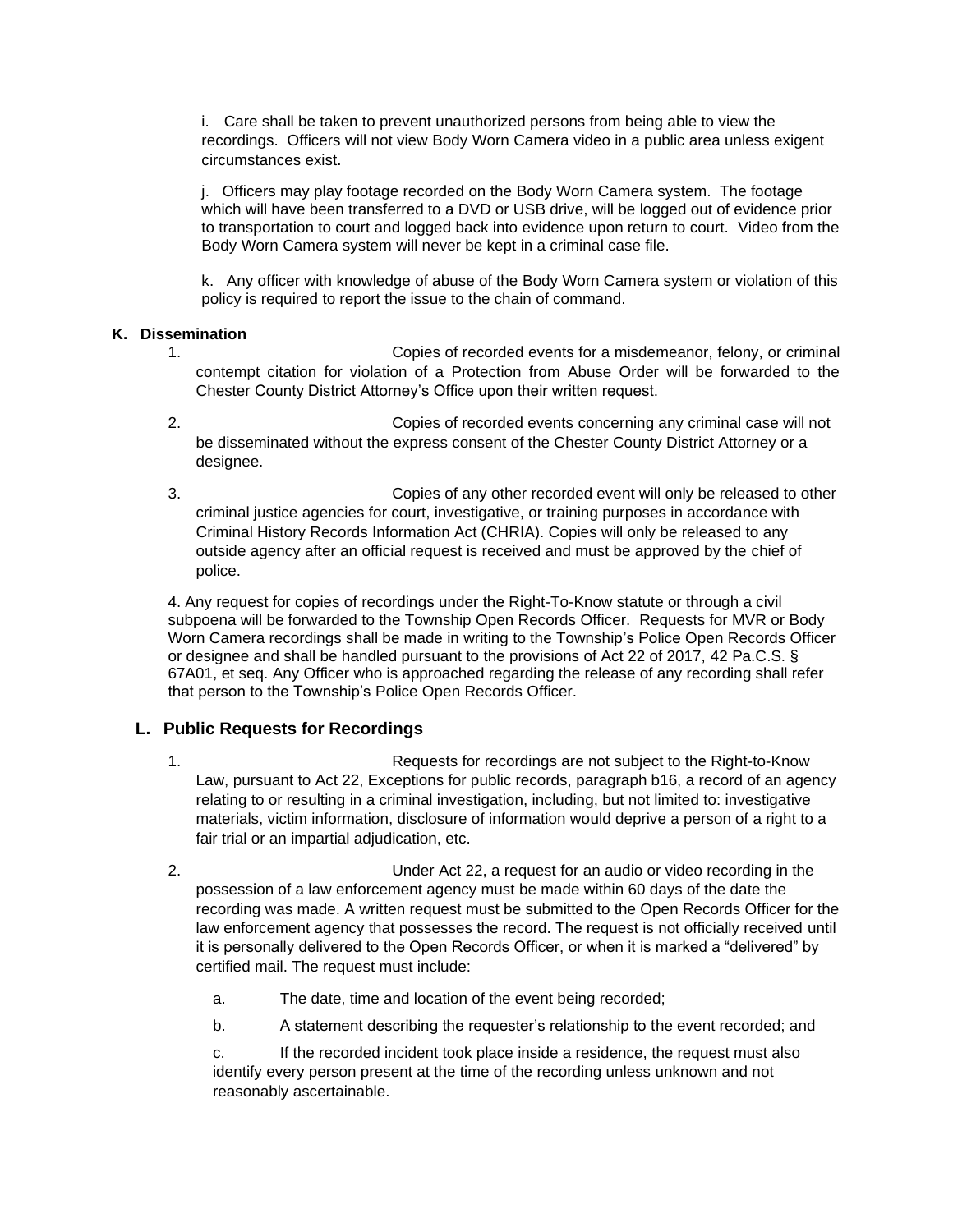i. Care shall be taken to prevent unauthorized persons from being able to view the recordings. Officers will not view Body Worn Camera video in a public area unless exigent circumstances exist.

j. Officers may play footage recorded on the Body Worn Camera system. The footage which will have been transferred to a DVD or USB drive, will be logged out of evidence prior to transportation to court and logged back into evidence upon return to court. Video from the Body Worn Camera system will never be kept in a criminal case file.

k. Any officer with knowledge of abuse of the Body Worn Camera system or violation of this policy is required to report the issue to the chain of command.

**K. Dissemination**

1. Copies of recorded events for a misdemeanor, felony, or criminal contempt citation for violation of a Protection from Abuse Order will be forwarded to the Chester County District Attorney's Office upon their written request.

2. Copies of recorded events concerning any criminal case will not be disseminated without the express consent of the Chester County District Attorney or a designee.

3. Copies of any other recorded event will only be released to other criminal justice agencies for court, investigative, or training purposes in accordance with Criminal History Records Information Act (CHRIA). Copies will only be released to any outside agency after an official request is received and must be approved by the chief of police.

4. Any request for copies of recordings under the Right-To-Know statute or through a civil subpoena will be forwarded to the Township Open Records Officer. Requests for MVR or Body Worn Camera recordings shall be made in writing to the Township's Police Open Records Officer or designee and shall be handled pursuant to the provisions of Act 22 of 2017, 42 Pa.C.S. § 67A01, et seq. Any Officer who is approached regarding the release of any recording shall refer that person to the Township's Police Open Records Officer.

## L. Public Requests for Recordings

1. Requests for recordings are not subject to the Right-to-Know Law, pursuant to Act 22, Exceptions for public records, paragraph b16, a record of an agency relating to or resulting in a criminal investigation, including, but not limited to: investigative materials, victim information, disclosure of information would deprive a person of a right to a fair trial or an impartial adjudication, etc.

2. Under Act 22, a request for an audio or video recording in the possession of a law enforcement agency must be made within 60 days of the date the recording was made. A written request must be submitted to the Open Records Officer for the law enforcement agency that possesses the record. The request is not officially received until it is personally delivered to the Open Records Officer, or when it is marked a "delivered" by certified mail. The request must include:

   a. The date, time and location of the event being recorded;

   b. A statement describing the requester's relationship to the event recorded; and

   c. If the recorded incident took place inside a residence, the request must also identify every person present at the time of the recording unless unknown and not reasonably ascertainable.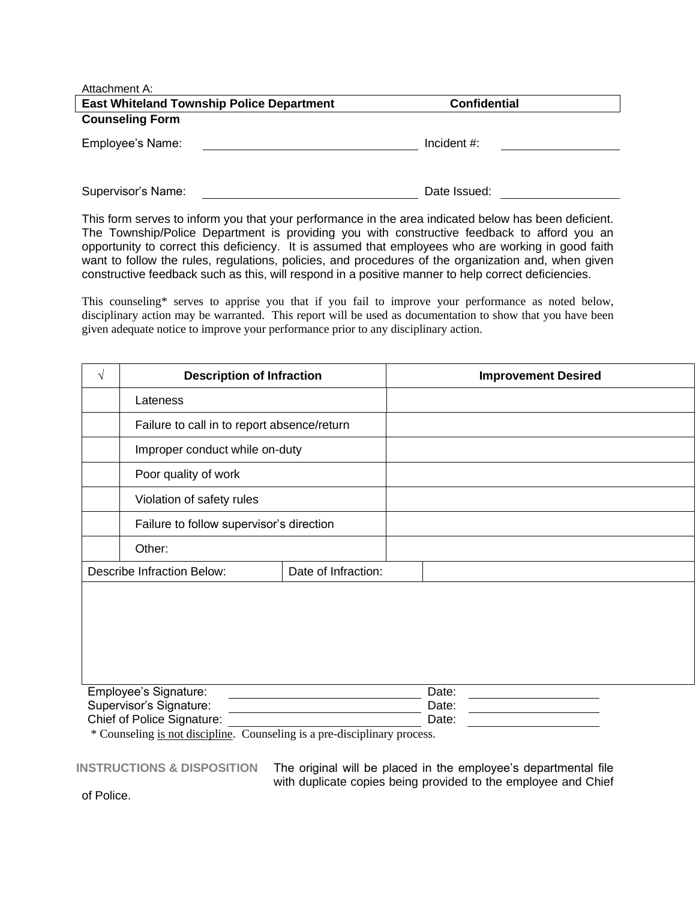Attachment A:

**East Whiteland Township Police Department** **Confidential**

**Counseling Form**

Employee's Name: ______________________ Incident #: ______________

Supervisor's Name: ______________________ Date Issued: ______________

This form serves to inform you that your performance in the area indicated below has been deficient. The Township/Police Department is providing you with constructive feedback to afford you an opportunity to correct this deficiency. It is assumed that employees who are working in good faith want to follow the rules, regulations, policies, and procedures of the organization and, when given constructive feedback such as this, will respond in a positive manner to help correct deficiencies.

This counseling* serves to apprise you that if you fail to improve your performance as noted below, disciplinary action may be warranted. This report will be used as documentation to show that you have been given adequate notice to improve your performance prior to any disciplinary action.

| √ | Description of Infraction | Improvement Desired |
|---|---|---|
| | Lateness | |
| | Failure to call in to report absence/return | |
| | Improper conduct while on-duty | |
| | Poor quality of work | |
| | Violation of safety rules | |
| | Failure to follow supervisor's direction | |
| | Other: | |

| Describe Infraction Below: | Date of Infraction: | |
|---|---|---|
| | | |

Employee's Signature: ______________________ Date: ______________

Supervisor's Signature: ______________________ Date: ______________

Chief of Police Signature: ______________________ Date: ______________

* Counseling is not discipline. Counseling is a pre-disciplinary process.

**INSTRUCTIONS & DISPOSITION** The original will be placed in the employee's departmental file with duplicate copies being provided to the employee and Chief of Police.